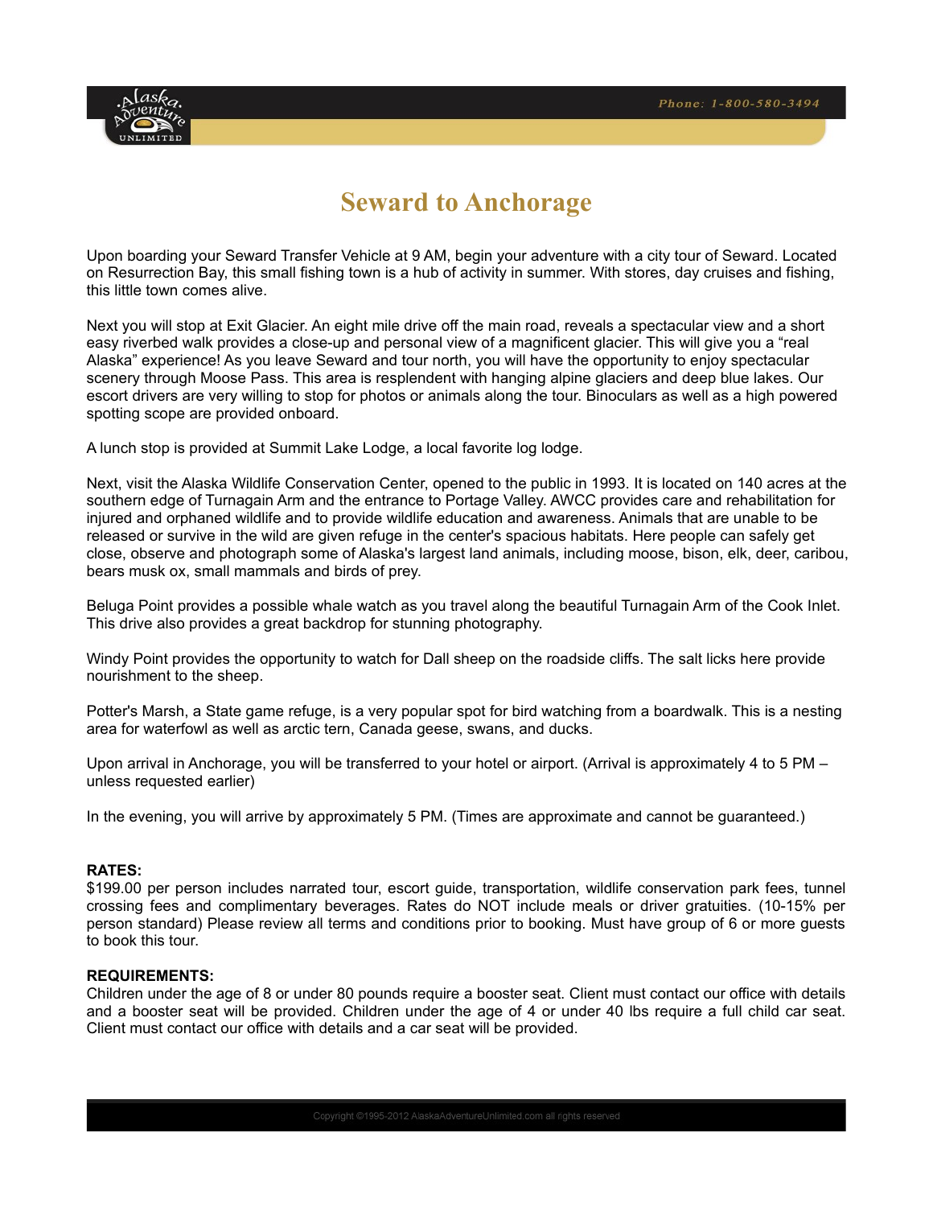# Seward to Anchorage

Upon boarding your Seward Transfer Vehicle at 9 AM, begin your adventure with a city tour of Seward. Located on Resurrection Bay, this small fishing town is a hub of activity in summer. With stores, day cruises and fishing, this little town comes alive.

Next you will stop at Exit Glacier. An eight mile drive off the main road, reveals a spectacular view and a short easy riverbed walk provides a close-up and personal view of a magnificent glacier. This will give you a "real Alaska" experience! As you leave Seward and tour north, you will have the opportunity to enjoy spectacular scenery through Moose Pass. This area is resplendent with hanging alpine glaciers and deep blue lakes. Our escort drivers are very willing to stop for photos or animals along the tour. Binoculars as well as a high powered spotting scope are provided onboard.

A lunch stop is provided at Summit Lake Lodge, a local favorite log lodge.

Next, visit the Alaska Wildlife Conservation Center, opened to the public in 1993. It is located on 140 acres at the southern edge of Turnagain Arm and the entrance to Portage Valley. AWCC provides care and rehabilitation for injured and orphaned wildlife and to provide wildlife education and awareness. Animals that are unable to be released or survive in the wild are given refuge in the center's spacious habitats. Here people can safely get close, observe and photograph some of Alaska's largest land animals, including moose, bison, elk, deer, caribou, bears musk ox, small mammals and birds of prey.

Beluga Point provides a possible whale watch as you travel along the beautiful Turnagain Arm of the Cook Inlet. This drive also provides a great backdrop for stunning photography.

Windy Point provides the opportunity to watch for Dall sheep on the roadside cliffs. The salt licks here provide nourishment to the sheep.

Potter's Marsh, a State game refuge, is a very popular spot for bird watching from a boardwalk. This is a nesting area for waterfowl as well as arctic tern, Canada geese, swans, and ducks.

Upon arrival in Anchorage, you will be transferred to your hotel or airport. (Arrival is approximately 4 to 5 PM – unless requested earlier)

In the evening, you will arrive by approximately 5 PM. (Times are approximate and cannot be guaranteed.)

**RATES:**
$199.00 per person includes narrated tour, escort guide, transportation, wildlife conservation park fees, tunnel crossing fees and complimentary beverages. Rates do NOT include meals or driver gratuities. (10-15% per person standard) Please review all terms and conditions prior to booking. Must have group of 6 or more guests to book this tour.

**REQUIREMENTS:**
Children under the age of 8 or under 80 pounds require a booster seat. Client must contact our office with details and a booster seat will be provided. Children under the age of 4 or under 40 lbs require a full child car seat. Client must contact our office with details and a car seat will be provided.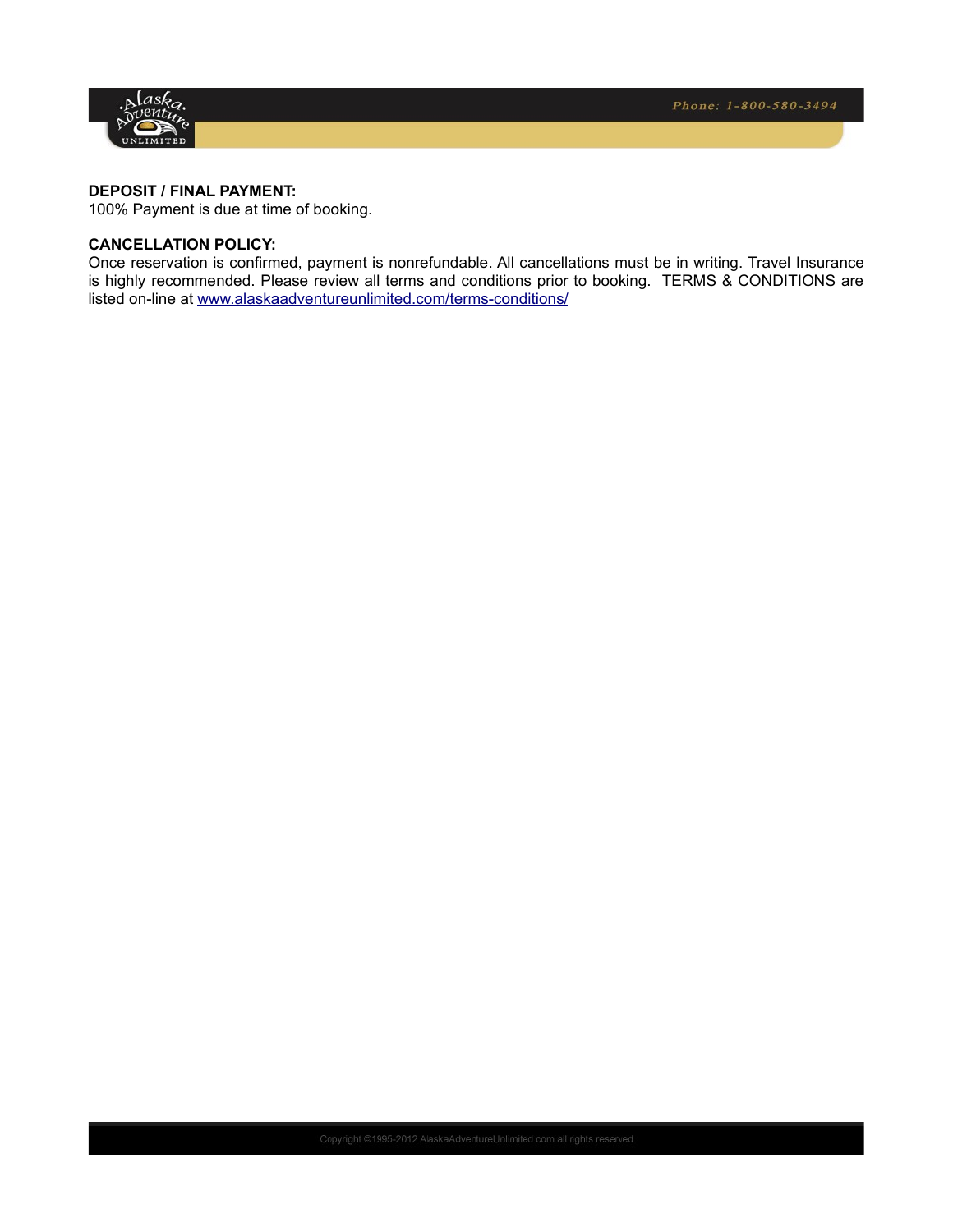**DEPOSIT / FINAL PAYMENT:**
100% Payment is due at time of booking.

**CANCELLATION POLICY:**
Once reservation is confirmed, payment is nonrefundable. All cancellations must be in writing. Travel Insurance is highly recommended. Please review all terms and conditions prior to booking. TERMS & CONDITIONS are listed on-line at [www.alaskaadventureunlimited.com/terms-conditions/](http://www.alaskaadventureunlimited.com/terms-conditions/)